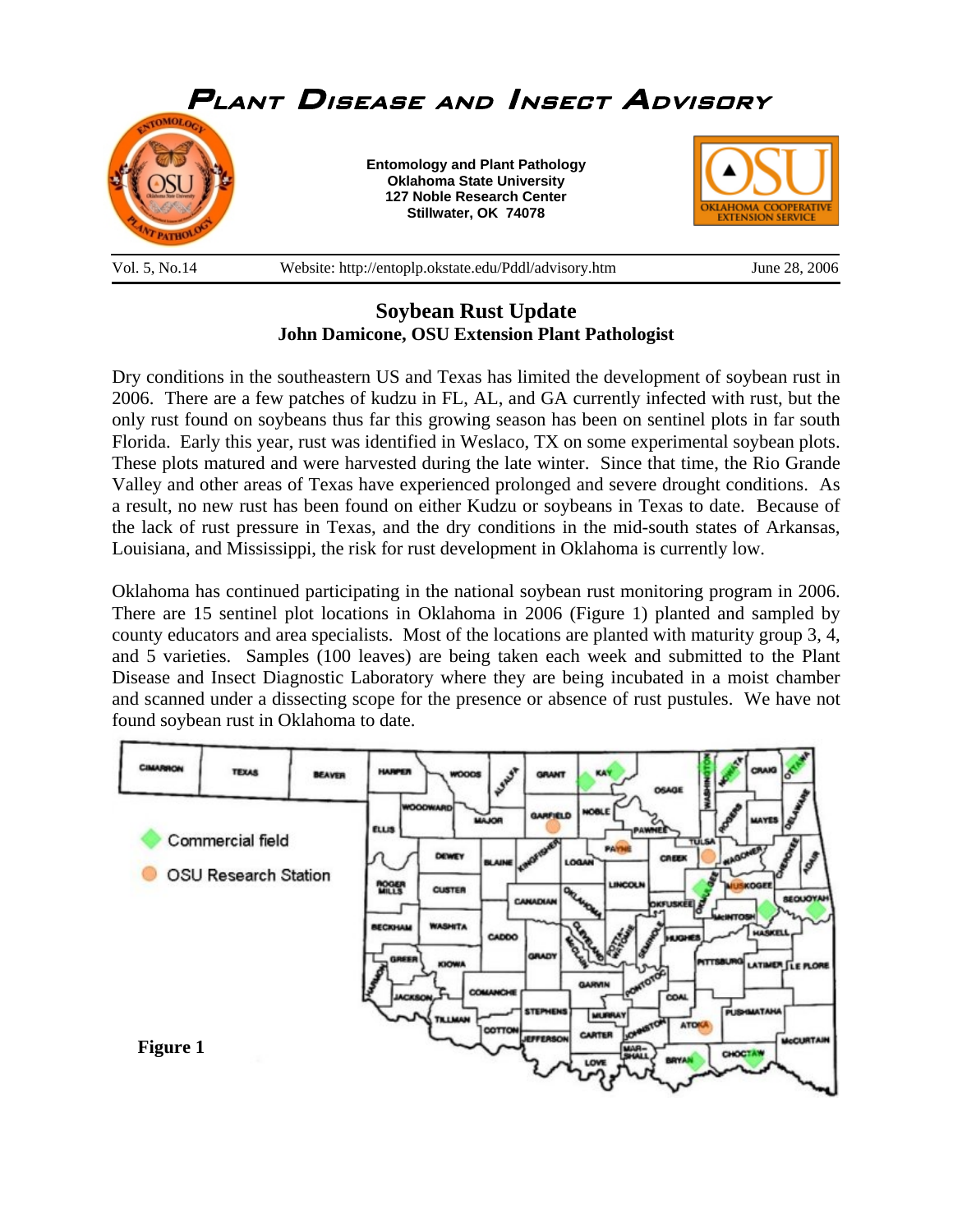# Plant Disease and Insect Advisory

**Entomology and Plant Pathology**
**Oklahoma State University**
**127 Noble Research Center**
**Stillwater, OK 74078**

Vol. 5, No.14 | Website: http://entoplp.okstate.edu/Pddl/advisory.htm | June 28, 2006

## Soybean Rust Update

**John Damicone, OSU Extension Plant Pathologist**

Dry conditions in the southeastern US and Texas has limited the development of soybean rust in 2006. There are a few patches of kudzu in FL, AL, and GA currently infected with rust, but the only rust found on soybeans thus far this growing season has been on sentinel plots in far south Florida. Early this year, rust was identified in Weslaco, TX on some experimental soybean plots. These plots matured and were harvested during the late winter. Since that time, the Rio Grande Valley and other areas of Texas have experienced prolonged and severe drought conditions. As a result, no new rust has been found on either Kudzu or soybeans in Texas to date. Because of the lack of rust pressure in Texas, and the dry conditions in the mid-south states of Arkansas, Louisiana, and Mississippi, the risk for rust development in Oklahoma is currently low.

Oklahoma has continued participating in the national soybean rust monitoring program in 2006. There are 15 sentinel plot locations in Oklahoma in 2006 (Figure 1) planted and sampled by county educators and area specialists. Most of the locations are planted with maturity group 3, 4, and 5 varieties. Samples (100 leaves) are being taken each week and submitted to the Plant Disease and Insect Diagnostic Laboratory where they are being incubated in a moist chamber and scanned under a dissecting scope for the presence or absence of rust pustules. We have not found soybean rust in Oklahoma to date.

Figure 1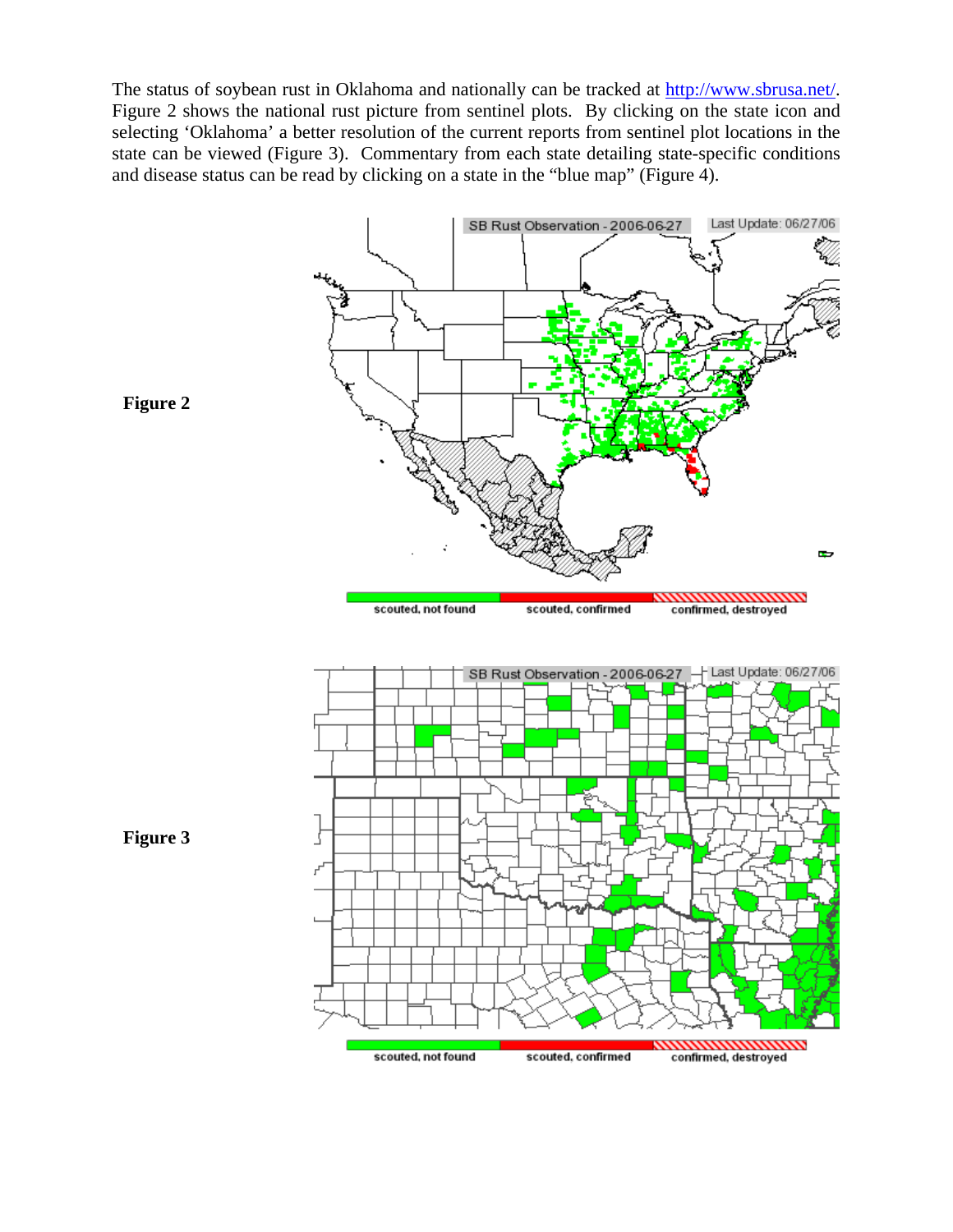The status of soybean rust in Oklahoma and nationally can be tracked at [http://www.sbrusa.net/](http://www.sbrusa.net/). Figure 2 shows the national rust picture from sentinel plots. By clicking on the state icon and selecting 'Oklahoma' a better resolution of the current reports from sentinel plot locations in the state can be viewed (Figure 3). Commentary from each state detailing state-specific conditions and disease status can be read by clicking on a state in the "blue map" (Figure 4).

**Figure 2**

**Figure 3**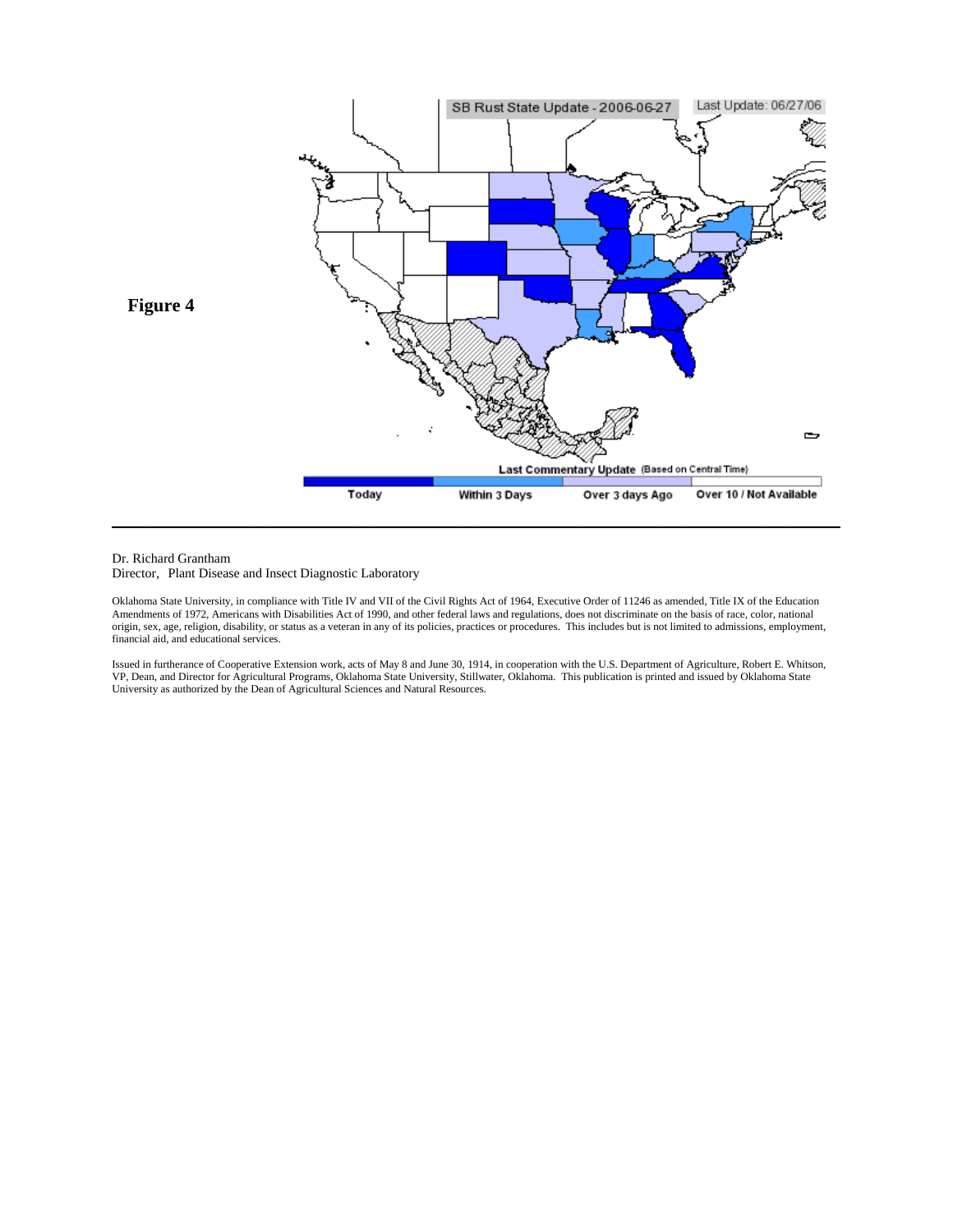**Figure 4**

SB Rust State Update - 2006-06-27

Last Update: 06/27/06

Last Commentary Update (Based on Central Time)

Today

Within 3 Days

Over 3 days Ago

Over 10 / Not Available

---

Dr. Richard Grantham
Director, Plant Disease and Insect Diagnostic Laboratory

Oklahoma State University, in compliance with Title IV and VII of the Civil Rights Act of 1964, Executive Order of 11246 as amended, Title IX of the Education Amendments of 1972, Americans with Disabilities Act of 1990, and other federal laws and regulations, does not discriminate on the basis of race, color, national origin, sex, age, religion, disability, or status as a veteran in any of its policies, practices or procedures. This includes but is not limited to admissions, employment, financial aid, and educational services.

Issued in furtherance of Cooperative Extension work, acts of May 8 and June 30, 1914, in cooperation with the U.S. Department of Agriculture, Robert E. Whitson, VP, Dean, and Director for Agricultural Programs, Oklahoma State University, Stillwater, Oklahoma. This publication is printed and issued by Oklahoma State University as authorized by the Dean of Agricultural Sciences and Natural Resources.